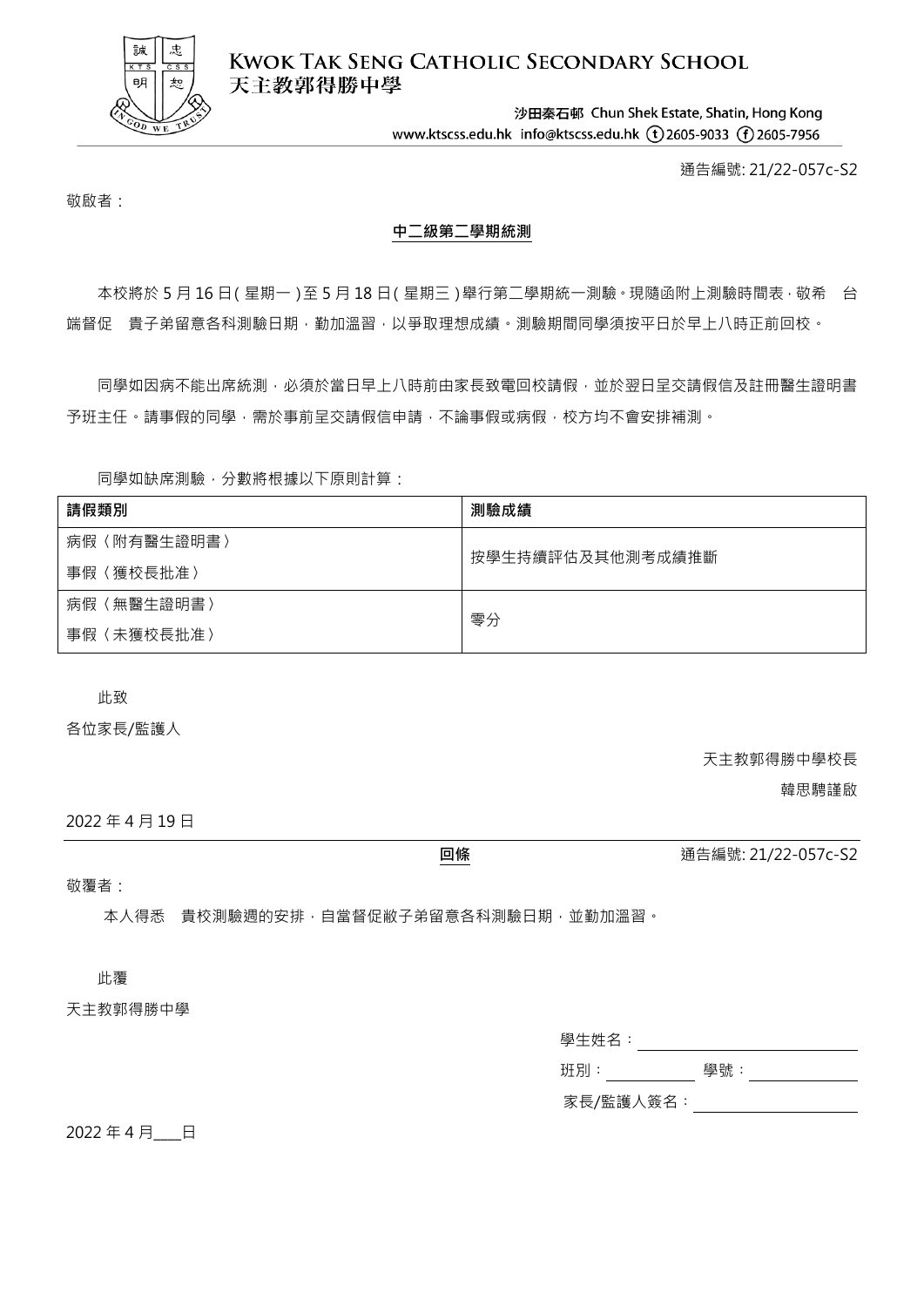**KWOK TAK SENG CATHOLIC SECONDARY SCHOOL**
**天主教郭得勝中學**

沙田秦石邨 Chun Shek Estate, Shatin, Hong Kong
www.ktscss.edu.hk info@ktscss.edu.hk (t) 2605-9033 (f) 2605-7956

通告編號: 21/22-057c-S2

敬啟者：

**中二級第二學期統測**

本校將於 5 月 16 日 ( 星期一 ) 至 5 月 18 日 ( 星期三 ) 舉行第二學期統一測驗。現隨函附上測驗時間表，敬希　台端督促　貴子弟留意各科測驗日期，勤加溫習，以爭取理想成績。測驗期間同學須按平日於早上八時正前回校。

同學如因病不能出席統測，必須於當日早上八時前由家長致電回校請假，並於翌日呈交請假信及註冊醫生證明書予班主任。請事假的同學，需於事前呈交請假信申請，不論事假或病假，校方均不會安排補測。

同學如缺席測驗，分數將根據以下原則計算：

| **請假類別** | **測驗成績** |
|---|---|
| 病假〈附有醫生證明書〉<br>事假〈獲校長批准〉 | 按學生持續評估及其他測考成績推斷 |
| 病假〈無醫生證明書〉<br>事假〈未獲校長批准〉 | 零分 |

此致

各位家長/監護人

天主教郭得勝中學校長

韓思騁謹啟

2022 年 4 月 19 日

---

**回條**

通告編號: 21/22-057c-S2

敬覆者：

本人得悉　貴校測驗週的安排，自當督促敝子弟留意各科測驗日期，並勤加溫習。

此覆

天主教郭得勝中學

學生姓名：\_\_\_\_\_\_\_\_\_\_\_\_\_\_\_\_

班別：\_\_\_\_\_\_\_\_ 學號：\_\_\_\_\_\_\_\_

家長/監護人簽名：\_\_\_\_\_\_\_\_\_\_\_\_\_\_\_\_

2022 年 4 月\_\_\_日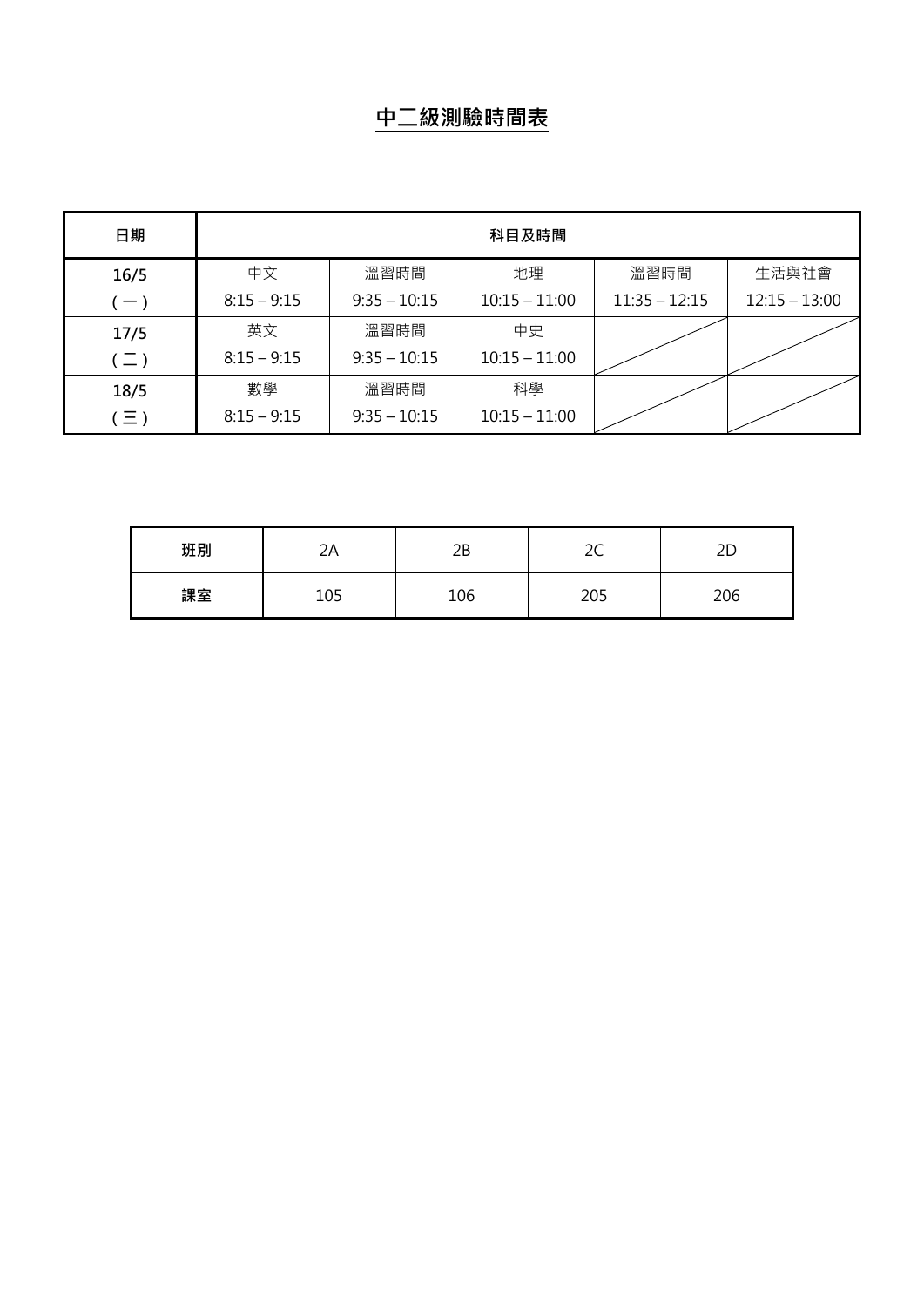# 中二級測驗時間表

| 日期 | 科目及時間 | | | | |
|---|---|---|---|---|---|
| 16/5<br>(一) | 中文<br>8:15 – 9:15 | 溫習時間<br>9:35 – 10:15 | 地理<br>10:15 – 11:00 | 溫習時間<br>11:35 – 12:15 | 生活與社會<br>12:15 – 13:00 |
| 17/5<br>(二) | 英文<br>8:15 – 9:15 | 溫習時間<br>9:35 – 10:15 | 中史<br>10:15 – 11:00 | | |
| 18/5<br>(三) | 數學<br>8:15 – 9:15 | 溫習時間<br>9:35 – 10:15 | 科學<br>10:15 – 11:00 | | |

| 班別 | 2A | 2B | 2C | 2D |
|---|---|---|---|---|
| 課室 | 105 | 106 | 205 | 206 |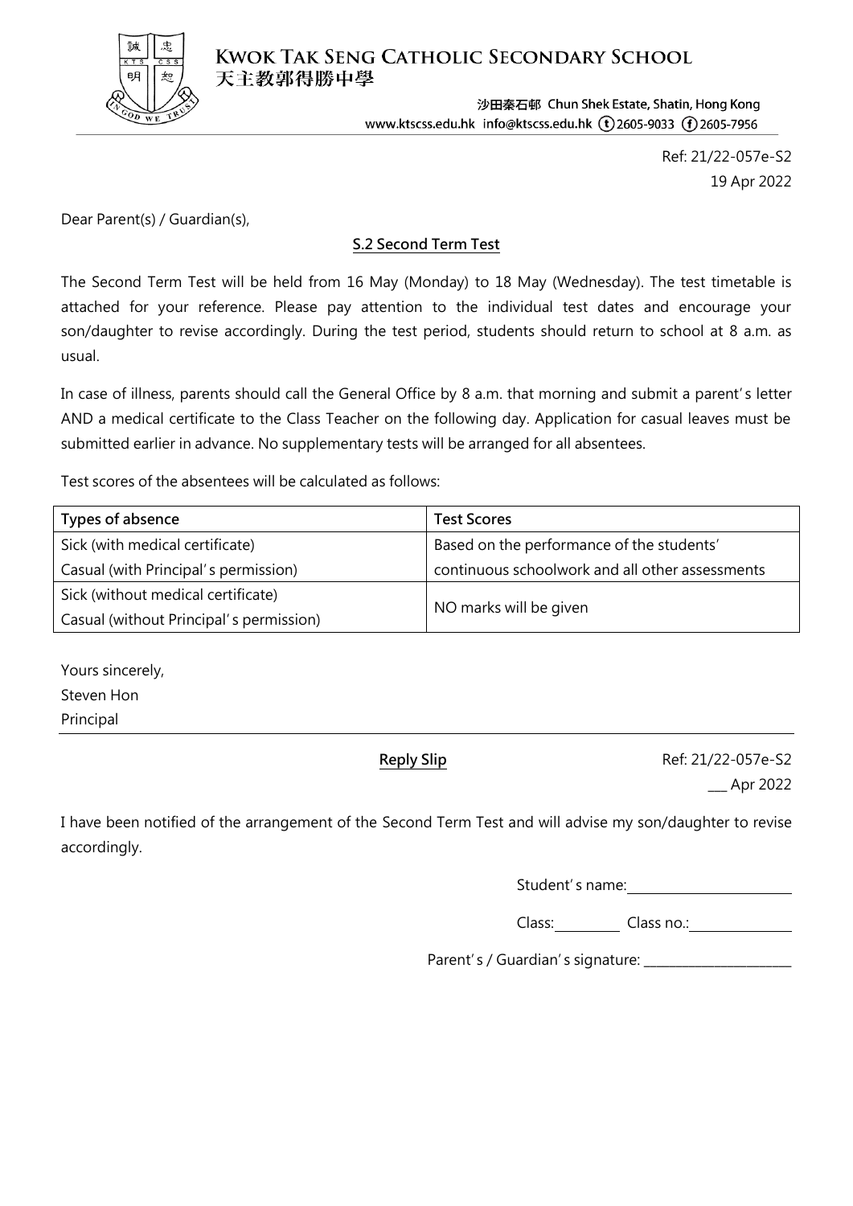**KWOK TAK SENG CATHOLIC SECONDARY SCHOOL**
天主教郭得勝中學

沙田秦石邨 Chun Shek Estate, Shatin, Hong Kong
www.ktscss.edu.hk info@ktscss.edu.hk (t) 2605-9033 (f) 2605-7956

Ref: 21/22-057e-S2
19 Apr 2022

Dear Parent(s) / Guardian(s),

**S.2 Second Term Test**

The Second Term Test will be held from 16 May (Monday) to 18 May (Wednesday). The test timetable is attached for your reference. Please pay attention to the individual test dates and encourage your son/daughter to revise accordingly. During the test period, students should return to school at 8 a.m. as usual.

In case of illness, parents should call the General Office by 8 a.m. that morning and submit a parent's letter AND a medical certificate to the Class Teacher on the following day. Application for casual leaves must be submitted earlier in advance. No supplementary tests will be arranged for all absentees.

Test scores of the absentees will be calculated as follows:

| Types of absence | Test Scores |
|---|---|
| Sick (with medical certificate)<br>Casual (with Principal's permission) | Based on the performance of the students' continuous schoolwork and all other assessments |
| Sick (without medical certificate)<br>Casual (without Principal's permission) | NO marks will be given |

Yours sincerely,
Steven Hon
Principal

---

**Reply Slip**

Ref: 21/22-057e-S2
___ Apr 2022

I have been notified of the arrangement of the Second Term Test and will advise my son/daughter to revise accordingly.

Student's name: ______________________

Class: ________ Class no.: ____________

Parent's / Guardian's signature: ______________________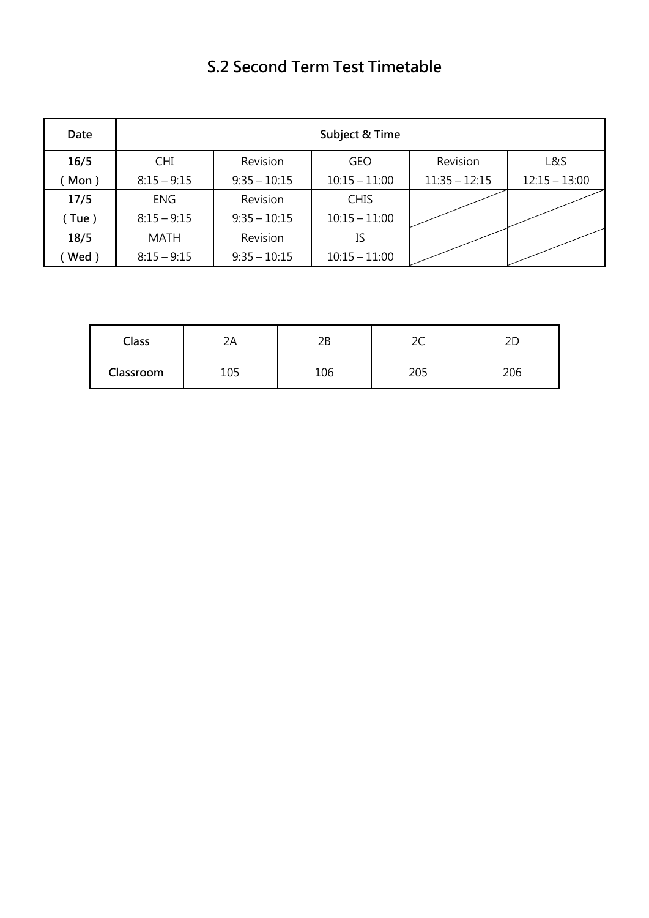# S.2 Second Term Test Timetable

| Date | Subject & Time | | | | |
|---|---|---|---|---|---|
| 16/5 ( Mon ) | CHI 8:15 – 9:15 | Revision 9:35 – 10:15 | GEO 10:15 – 11:00 | Revision 11:35 – 12:15 | L&S 12:15 – 13:00 |
| 17/5 ( Tue ) | ENG 8:15 – 9:15 | Revision 9:35 – 10:15 | CHIS 10:15 – 11:00 | | |
| 18/5 ( Wed ) | MATH 8:15 – 9:15 | Revision 9:35 – 10:15 | IS 10:15 – 11:00 | | |

| Class | 2A | 2B | 2C | 2D |
|---|---|---|---|---|
| Classroom | 105 | 106 | 205 | 206 |